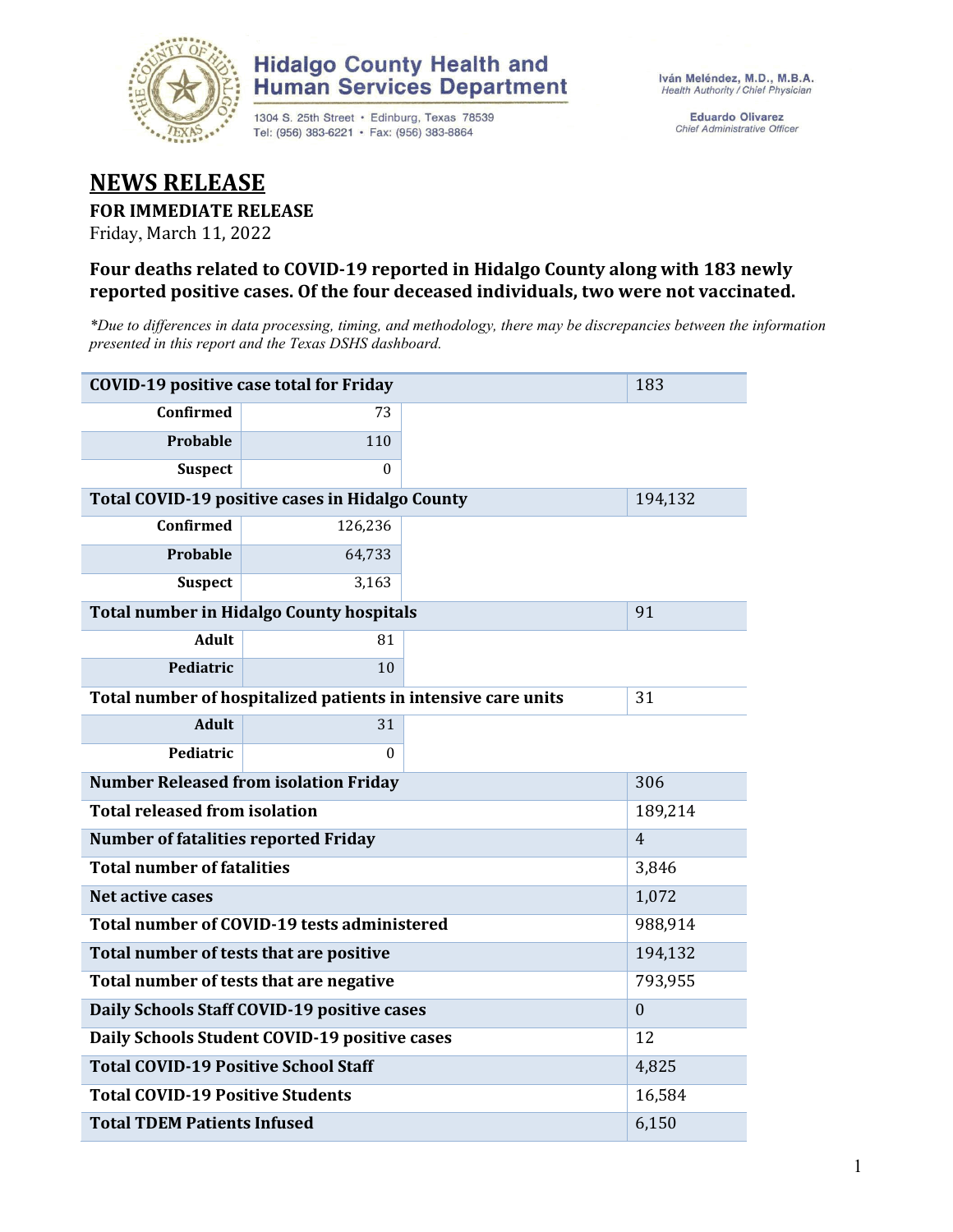Hidalgo County Health and Human Services Department

1304 S. 25th Street • Edinburg, Texas 78539
Tel: (956) 383-6221 • Fax: (956) 383-8864

Iván Meléndez, M.D., M.B.A.
*Health Authority / Chief Physician*

Eduardo Olivarez
*Chief Administrative Officer*

# NEWS RELEASE

**FOR IMMEDIATE RELEASE**

Friday, March 11, 2022

### Four deaths related to COVID-19 reported in Hidalgo County along with 183 newly reported positive cases. Of the four deceased individuals, two were not vaccinated.

*\*Due to differences in data processing, timing, and methodology, there may be discrepancies between the information presented in this report and the Texas DSHS dashboard.*

| Category | Subtotal | Total |
|---|---|---|
| **COVID-19 positive case total for Friday** | | 183 |
| **Confirmed** | 73 | |
| **Probable** | 110 | |
| **Suspect** | 0 | |
| **Total COVID-19 positive cases in Hidalgo County** | | 194,132 |
| **Confirmed** | 126,236 | |
| **Probable** | 64,733 | |
| **Suspect** | 3,163 | |
| **Total number in Hidalgo County hospitals** | | 91 |
| **Adult** | 81 | |
| **Pediatric** | 10 | |
| **Total number of hospitalized patients in intensive care units** | | 31 |
| **Adult** | 31 | |
| **Pediatric** | 0 | |
| **Number Released from isolation Friday** | | 306 |
| **Total released from isolation** | | 189,214 |
| **Number of fatalities reported Friday** | | 4 |
| **Total number of fatalities** | | 3,846 |
| **Net active cases** | | 1,072 |
| **Total number of COVID-19 tests administered** | | 988,914 |
| **Total number of tests that are positive** | | 194,132 |
| **Total number of tests that are negative** | | 793,955 |
| **Daily Schools Staff COVID-19 positive cases** | | 0 |
| **Daily Schools Student COVID-19 positive cases** | | 12 |
| **Total COVID-19 Positive School Staff** | | 4,825 |
| **Total COVID-19 Positive Students** | | 16,584 |
| **Total TDEM Patients Infused** | | 6,150 |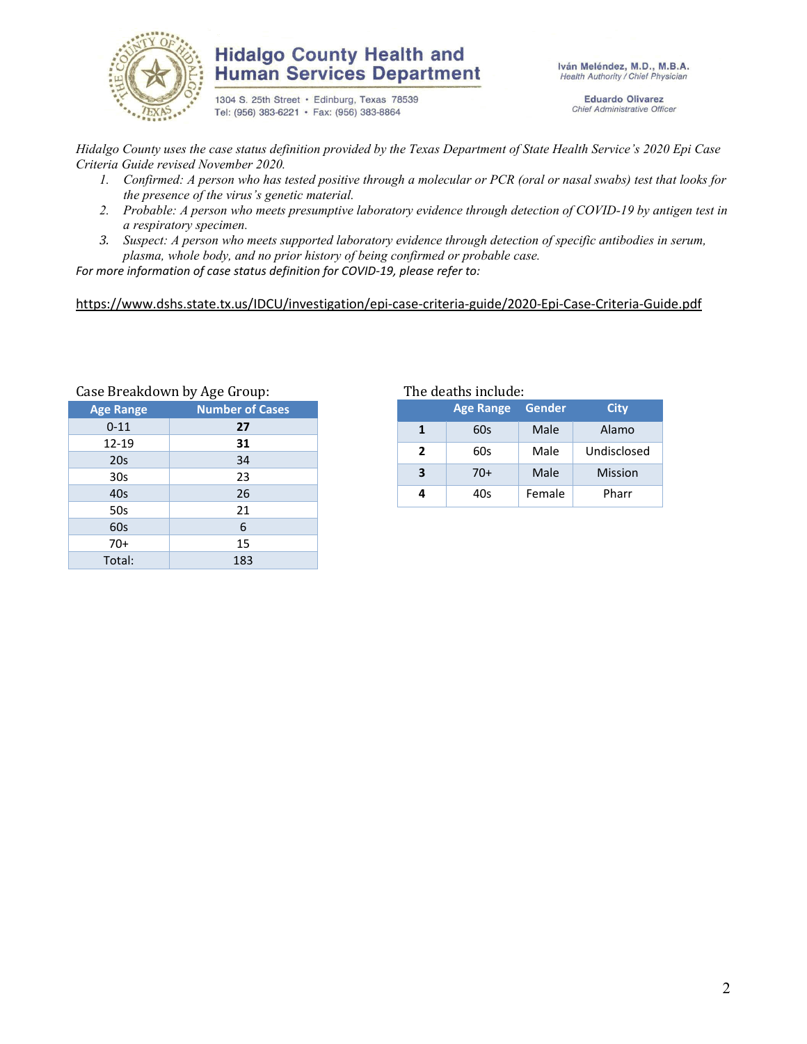Hidalgo County Health and Human Services Department

1304 S. 25th Street • Edinburg, Texas 78539
Tel: (956) 383-6221 • Fax: (956) 383-8864

Iván Meléndez, M.D., M.B.A.
*Health Authority / Chief Physician*

Eduardo Olivarez
*Chief Administrative Officer*

*Hidalgo County uses the case status definition provided by the Texas Department of State Health Service's 2020 Epi Case Criteria Guide revised November 2020.*

1. *Confirmed: A person who has tested positive through a molecular or PCR (oral or nasal swabs) test that looks for the presence of the virus's genetic material.*
2. *Probable: A person who meets presumptive laboratory evidence through detection of COVID-19 by antigen test in a respiratory specimen.*
3. *Suspect: A person who meets supported laboratory evidence through detection of specific antibodies in serum, plasma, whole body, and no prior history of being confirmed or probable case.*

*For more information of case status definition for COVID-19, please refer to:*

https://www.dshs.state.tx.us/IDCU/investigation/epi-case-criteria-guide/2020-Epi-Case-Criteria-Guide.pdf

Case Breakdown by Age Group:

| Age Range | Number of Cases |
|---|---|
| 0-11 | **27** |
| 12-19 | **31** |
| 20s | 34 |
| 30s | 23 |
| 40s | 26 |
| 50s | 21 |
| 60s | 6 |
| 70+ | 15 |
| Total: | 183 |

The deaths include:

| | Age Range | Gender | City |
|---|---|---|---|
| **1** | 60s | Male | Alamo |
| **2** | 60s | Male | Undisclosed |
| **3** | 70+ | Male | Mission |
| **4** | 40s | Female | Pharr |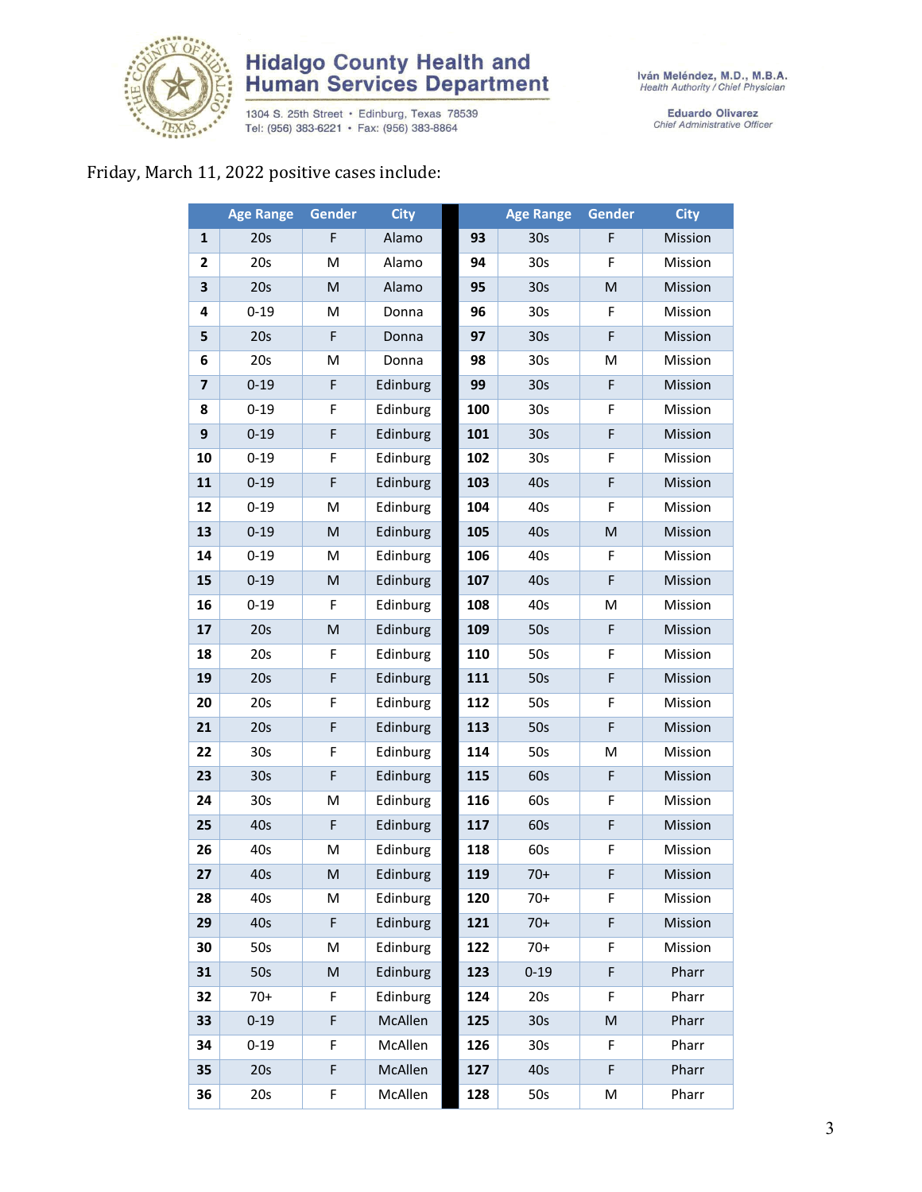# Hidalgo County Health and Human Services Department

1304 S. 25th Street • Edinburg, Texas 78539
Tel: (956) 383-6221 • Fax: (956) 383-8864

**Iván Meléndez, M.D., M.B.A.**
*Health Authority / Chief Physician*

**Eduardo Olivarez**
*Chief Administrative Officer*

Friday, March 11, 2022 positive cases include:

| | Age Range | Gender | City | | Age Range | Gender | City |
|---|---|---|---|---|---|---|---|
| **1** | 20s | F | Alamo | **93** | 30s | F | Mission |
| **2** | 20s | M | Alamo | **94** | 30s | F | Mission |
| **3** | 20s | M | Alamo | **95** | 30s | M | Mission |
| **4** | 0-19 | M | Donna | **96** | 30s | F | Mission |
| **5** | 20s | F | Donna | **97** | 30s | F | Mission |
| **6** | 20s | M | Donna | **98** | 30s | M | Mission |
| **7** | 0-19 | F | Edinburg | **99** | 30s | F | Mission |
| **8** | 0-19 | F | Edinburg | **100** | 30s | F | Mission |
| **9** | 0-19 | F | Edinburg | **101** | 30s | F | Mission |
| **10** | 0-19 | F | Edinburg | **102** | 30s | F | Mission |
| **11** | 0-19 | F | Edinburg | **103** | 40s | F | Mission |
| **12** | 0-19 | M | Edinburg | **104** | 40s | F | Mission |
| **13** | 0-19 | M | Edinburg | **105** | 40s | M | Mission |
| **14** | 0-19 | M | Edinburg | **106** | 40s | F | Mission |
| **15** | 0-19 | M | Edinburg | **107** | 40s | F | Mission |
| **16** | 0-19 | F | Edinburg | **108** | 40s | M | Mission |
| **17** | 20s | M | Edinburg | **109** | 50s | F | Mission |
| **18** | 20s | F | Edinburg | **110** | 50s | F | Mission |
| **19** | 20s | F | Edinburg | **111** | 50s | F | Mission |
| **20** | 20s | F | Edinburg | **112** | 50s | F | Mission |
| **21** | 20s | F | Edinburg | **113** | 50s | F | Mission |
| **22** | 30s | F | Edinburg | **114** | 50s | M | Mission |
| **23** | 30s | F | Edinburg | **115** | 60s | F | Mission |
| **24** | 30s | M | Edinburg | **116** | 60s | F | Mission |
| **25** | 40s | F | Edinburg | **117** | 60s | F | Mission |
| **26** | 40s | M | Edinburg | **118** | 60s | F | Mission |
| **27** | 40s | M | Edinburg | **119** | 70+ | F | Mission |
| **28** | 40s | M | Edinburg | **120** | 70+ | F | Mission |
| **29** | 40s | F | Edinburg | **121** | 70+ | F | Mission |
| **30** | 50s | M | Edinburg | **122** | 70+ | F | Mission |
| **31** | 50s | M | Edinburg | **123** | 0-19 | F | Pharr |
| **32** | 70+ | F | Edinburg | **124** | 20s | F | Pharr |
| **33** | 0-19 | F | McAllen | **125** | 30s | M | Pharr |
| **34** | 0-19 | F | McAllen | **126** | 30s | F | Pharr |
| **35** | 20s | F | McAllen | **127** | 40s | F | Pharr |
| **36** | 20s | F | McAllen | **128** | 50s | M | Pharr |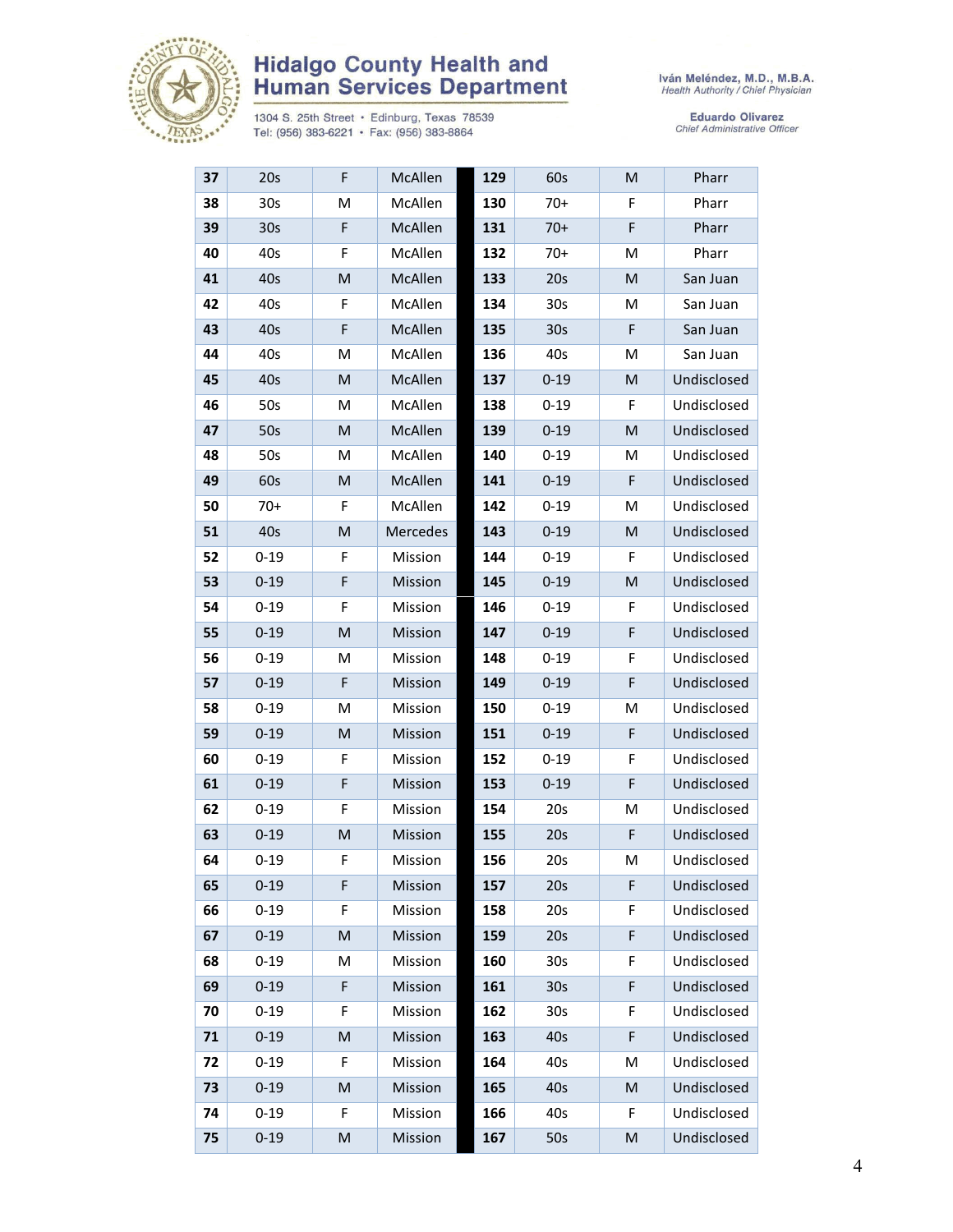| 37 | 20s | F | McAllen | 129 | 60s | M | Pharr |
|---|---|---|---|---|---|---|---|
| 38 | 30s | M | McAllen | 130 | 70+ | F | Pharr |
| 39 | 30s | F | McAllen | 131 | 70+ | F | Pharr |
| 40 | 40s | F | McAllen | 132 | 70+ | M | Pharr |
| 41 | 40s | M | McAllen | 133 | 20s | M | San Juan |
| 42 | 40s | F | McAllen | 134 | 30s | M | San Juan |
| 43 | 40s | F | McAllen | 135 | 30s | F | San Juan |
| 44 | 40s | M | McAllen | 136 | 40s | M | San Juan |
| 45 | 40s | M | McAllen | 137 | 0-19 | M | Undisclosed |
| 46 | 50s | M | McAllen | 138 | 0-19 | F | Undisclosed |
| 47 | 50s | M | McAllen | 139 | 0-19 | M | Undisclosed |
| 48 | 50s | M | McAllen | 140 | 0-19 | M | Undisclosed |
| 49 | 60s | M | McAllen | 141 | 0-19 | F | Undisclosed |
| 50 | 70+ | F | McAllen | 142 | 0-19 | M | Undisclosed |
| 51 | 40s | M | Mercedes | 143 | 0-19 | M | Undisclosed |
| 52 | 0-19 | F | Mission | 144 | 0-19 | F | Undisclosed |
| 53 | 0-19 | F | Mission | 145 | 0-19 | M | Undisclosed |
| 54 | 0-19 | F | Mission | 146 | 0-19 | F | Undisclosed |
| 55 | 0-19 | M | Mission | 147 | 0-19 | F | Undisclosed |
| 56 | 0-19 | M | Mission | 148 | 0-19 | F | Undisclosed |
| 57 | 0-19 | F | Mission | 149 | 0-19 | F | Undisclosed |
| 58 | 0-19 | M | Mission | 150 | 0-19 | M | Undisclosed |
| 59 | 0-19 | M | Mission | 151 | 0-19 | F | Undisclosed |
| 60 | 0-19 | F | Mission | 152 | 0-19 | F | Undisclosed |
| 61 | 0-19 | F | Mission | 153 | 0-19 | F | Undisclosed |
| 62 | 0-19 | F | Mission | 154 | 20s | M | Undisclosed |
| 63 | 0-19 | M | Mission | 155 | 20s | F | Undisclosed |
| 64 | 0-19 | F | Mission | 156 | 20s | M | Undisclosed |
| 65 | 0-19 | F | Mission | 157 | 20s | F | Undisclosed |
| 66 | 0-19 | F | Mission | 158 | 20s | F | Undisclosed |
| 67 | 0-19 | M | Mission | 159 | 20s | F | Undisclosed |
| 68 | 0-19 | M | Mission | 160 | 30s | F | Undisclosed |
| 69 | 0-19 | F | Mission | 161 | 30s | F | Undisclosed |
| 70 | 0-19 | F | Mission | 162 | 30s | F | Undisclosed |
| 71 | 0-19 | M | Mission | 163 | 40s | F | Undisclosed |
| 72 | 0-19 | F | Mission | 164 | 40s | M | Undisclosed |
| 73 | 0-19 | M | Mission | 165 | 40s | M | Undisclosed |
| 74 | 0-19 | F | Mission | 166 | 40s | F | Undisclosed |
| 75 | 0-19 | M | Mission | 167 | 50s | M | Undisclosed |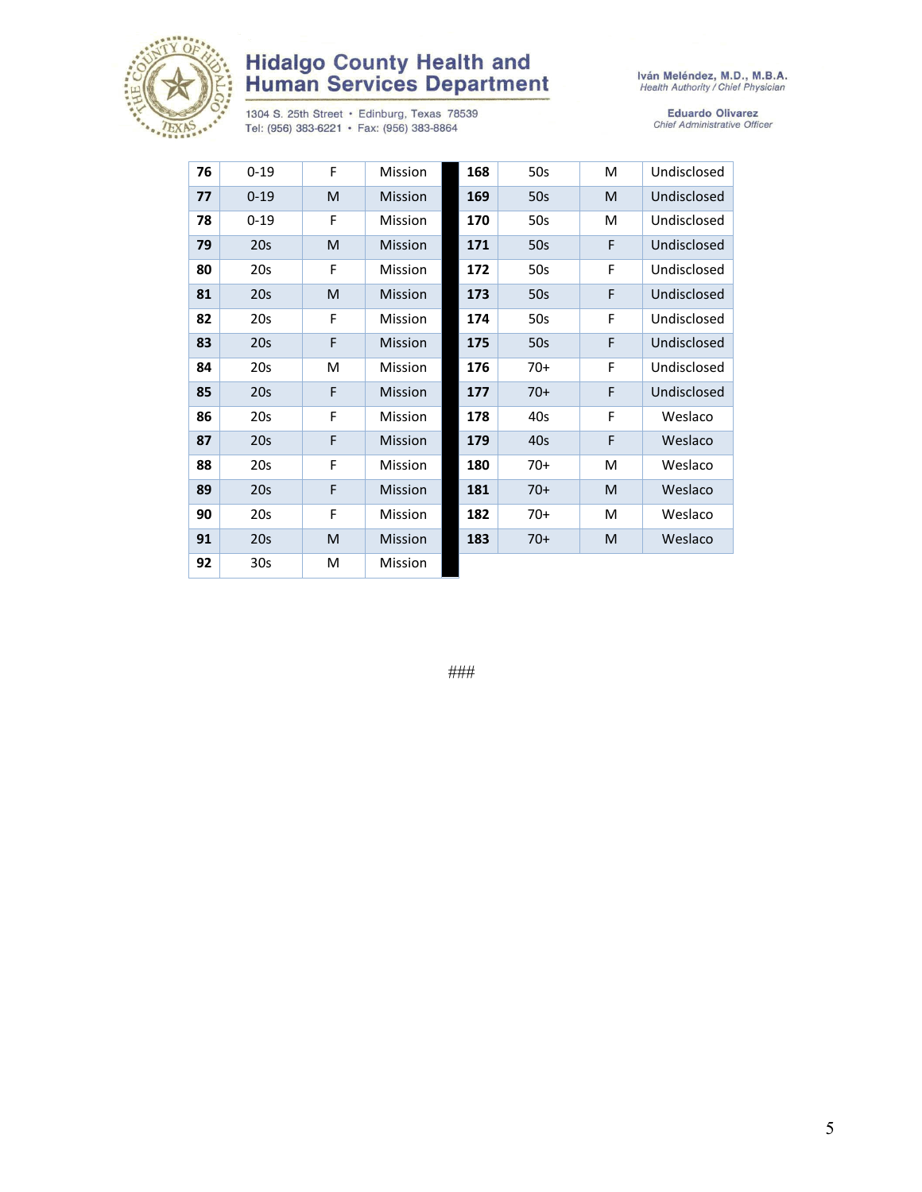| | | | | | | | |
|---|---|---|---|---|---|---|---|
| **76** | 0-19 | F | Mission | **168** | 50s | M | Undisclosed |
| **77** | 0-19 | M | Mission | **169** | 50s | M | Undisclosed |
| **78** | 0-19 | F | Mission | **170** | 50s | M | Undisclosed |
| **79** | 20s | M | Mission | **171** | 50s | F | Undisclosed |
| **80** | 20s | F | Mission | **172** | 50s | F | Undisclosed |
| **81** | 20s | M | Mission | **173** | 50s | F | Undisclosed |
| **82** | 20s | F | Mission | **174** | 50s | F | Undisclosed |
| **83** | 20s | F | Mission | **175** | 50s | F | Undisclosed |
| **84** | 20s | M | Mission | **176** | 70+ | F | Undisclosed |
| **85** | 20s | F | Mission | **177** | 70+ | F | Undisclosed |
| **86** | 20s | F | Mission | **178** | 40s | F | Weslaco |
| **87** | 20s | F | Mission | **179** | 40s | F | Weslaco |
| **88** | 20s | F | Mission | **180** | 70+ | M | Weslaco |
| **89** | 20s | F | Mission | **181** | 70+ | M | Weslaco |
| **90** | 20s | F | Mission | **182** | 70+ | M | Weslaco |
| **91** | 20s | M | Mission | **183** | 70+ | M | Weslaco |
| **92** | 30s | M | Mission | | | | |

###